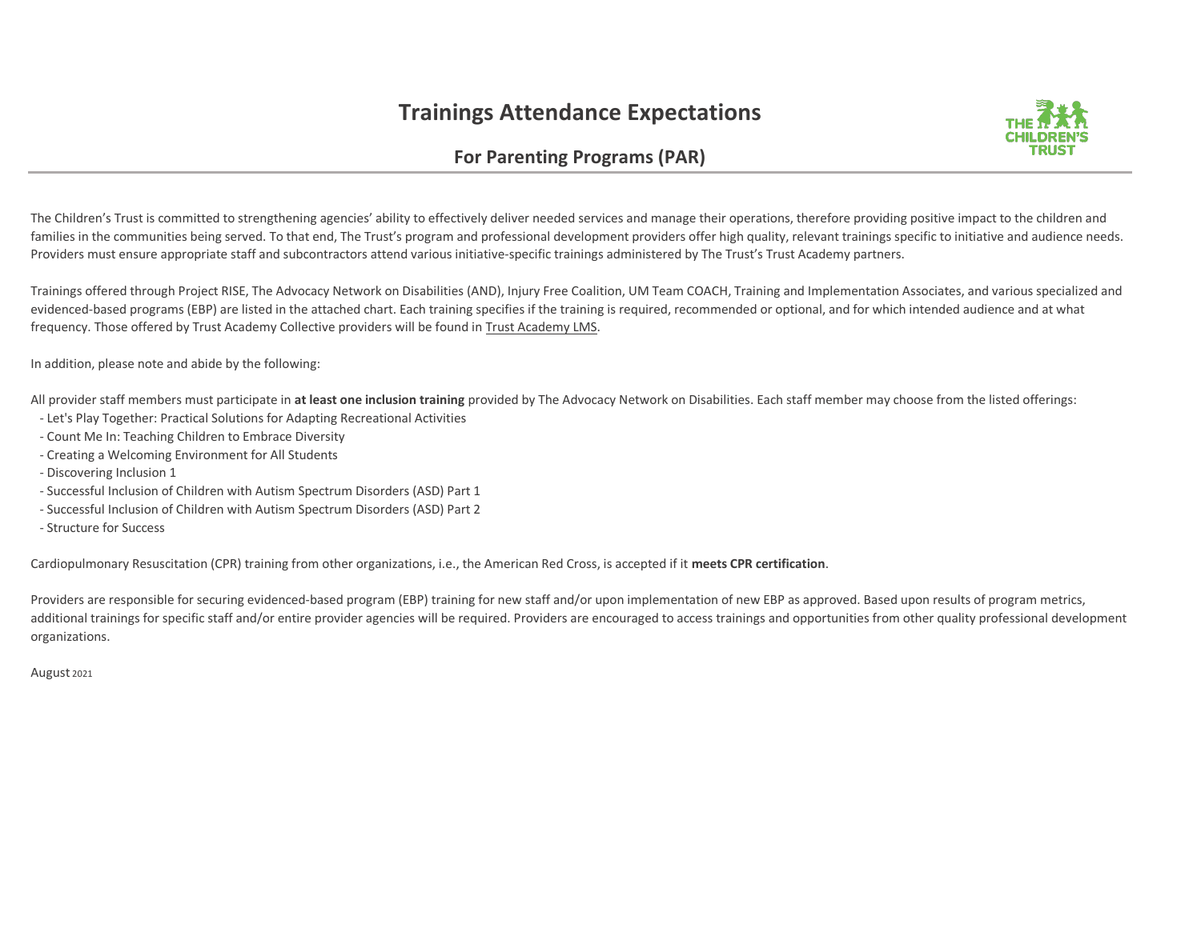# Trainings Attendance Expectations

## For Parenting Programs (PAR)

The Children's Trust is committed to strengthening agencies' ability to effectively deliver needed services and manage their operations, therefore providing positive impact to the children and families in the communities being served. To that end, The Trust's program and professional development providers offer high quality, relevant trainings specific to initiative and audience needs. Providers must ensure appropriate staff and subcontractors attend various initiative-specific trainings administered by The Trust's Trust Academy partners.

Trainings offered through Project RISE, The Advocacy Network on Disabilities (AND), Injury Free Coalition, UM Team COACH, Training and Implementation Associates, and various specialized and evidenced-based programs (EBP) are listed in the attached chart. Each training specifies if the training is required, recommended or optional, and for which intended audience and at what frequency. Those offered by Trust Academy Collective providers will be found in Trust Academy LMS.

In addition, please note and abide by the following:

All provider staff members must participate in **at least one inclusion training** provided by The Advocacy Network on Disabilities. Each staff member may choose from the listed offerings:

- Let's Play Together: Practical Solutions for Adapting Recreational Activities
- Count Me In: Teaching Children to Embrace Diversity
- Creating a Welcoming Environment for All Students
- Discovering Inclusion 1
- Successful Inclusion of Children with Autism Spectrum Disorders (ASD) Part 1
- Successful Inclusion of Children with Autism Spectrum Disorders (ASD) Part 2
- Structure for Success

Cardiopulmonary Resuscitation (CPR) training from other organizations, i.e., the American Red Cross, is accepted if it **meets CPR certification**.

Providers are responsible for securing evidenced-based program (EBP) training for new staff and/or upon implementation of new EBP as approved. Based upon results of program metrics, additional trainings for specific staff and/or entire provider agencies will be required. Providers are encouraged to access trainings and opportunities from other quality professional development organizations.

August 2021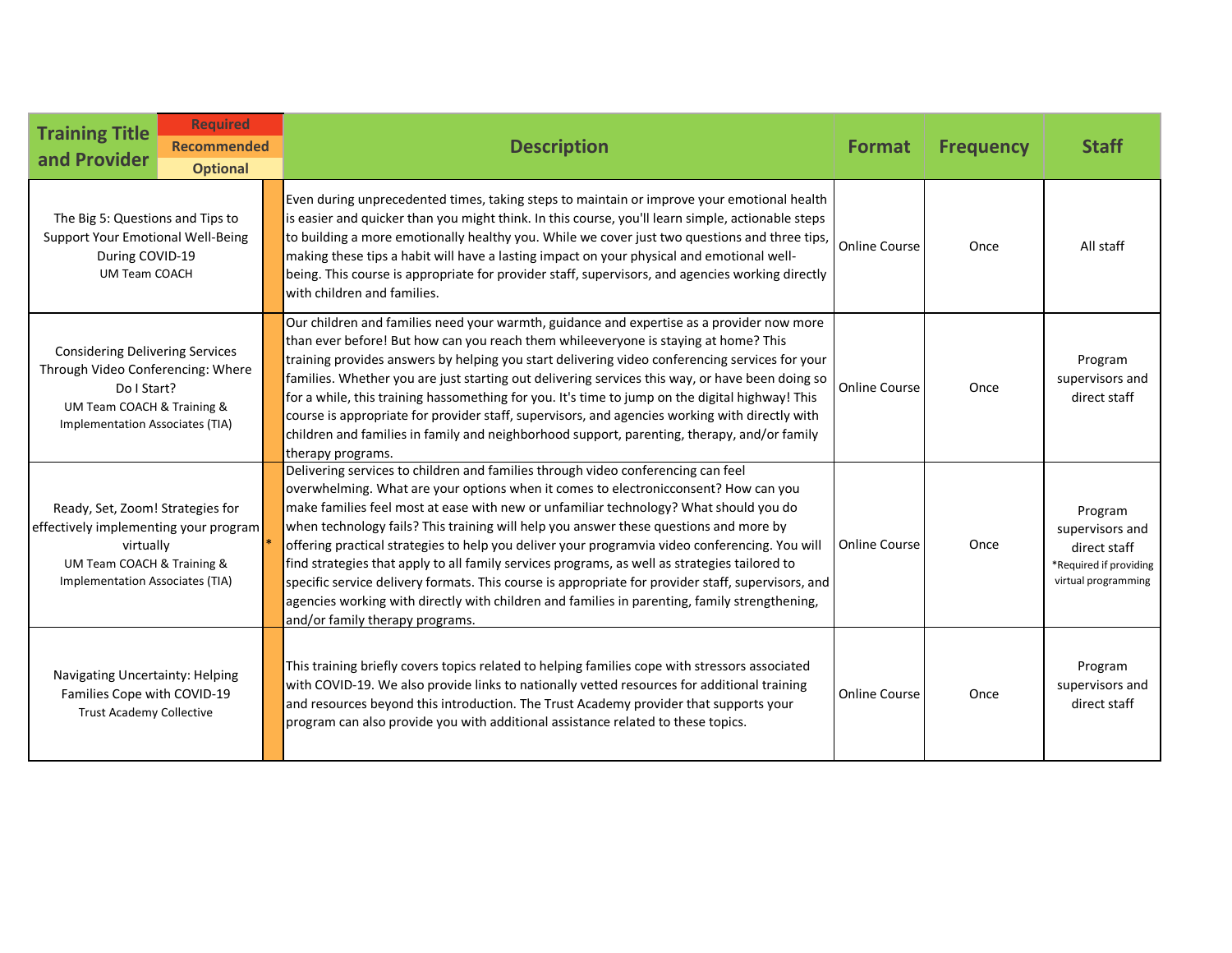| Training Title and Provider | Required / Recommended / Optional | Description | Format | Frequency | Staff |
|---|---|---|---|---|---|
| The Big 5: Questions and Tips to Support Your Emotional Well-Being During COVID-19<br>UM Team COACH | Recommended | Even during unprecedented times, taking steps to maintain or improve your emotional health is easier and quicker than you might think. In this course, you'll learn simple, actionable steps to building a more emotionally healthy you. While we cover just two questions and three tips, making these tips a habit will have a lasting impact on your physical and emotional well-being. This course is appropriate for provider staff, supervisors, and agencies working directly with children and families. | Online Course | Once | All staff |
| Considering Delivering Services Through Video Conferencing: Where Do I Start?<br>UM Team COACH & Training & Implementation Associates (TIA) | Recommended | Our children and families need your warmth, guidance and expertise as a provider now more than ever before! But how can you reach them whileeveryone is staying at home? This training provides answers by helping you start delivering video conferencing services for your families. Whether you are just starting out delivering services this way, or have been doing so for a while, this training hassomething for you. It's time to jump on the digital highway! This course is appropriate for provider staff, supervisors, and agencies working with directly with children and families in family and neighborhood support, parenting, therapy, and/or family therapy programs. | Online Course | Once | Program supervisors and direct staff |
| Ready, Set, Zoom! Strategies for effectively implementing your program virtually<br>UM Team COACH & Training & Implementation Associates (TIA) | Recommended * | Delivering services to children and families through video conferencing can feel overwhelming. What are your options when it comes to electronicconsent? How can you make families feel most at ease with new or unfamiliar technology? What should you do when technology fails? This training will help you answer these questions and more by offering practical strategies to help you deliver your programvia video conferencing. You will find strategies that apply to all family services programs, as well as strategies tailored to specific service delivery formats. This course is appropriate for provider staff, supervisors, and agencies working with directly with children and families in parenting, family strengthening, and/or family therapy programs. | Online Course | Once | Program supervisors and direct staff<br>*Required if providing virtual programming |
| Navigating Uncertainty: Helping Families Cope with COVID-19<br>Trust Academy Collective | Recommended | This training briefly covers topics related to helping families cope with stressors associated with COVID-19. We also provide links to nationally vetted resources for additional training and resources beyond this introduction. The Trust Academy provider that supports your program can also provide you with additional assistance related to these topics. | Online Course | Once | Program supervisors and direct staff |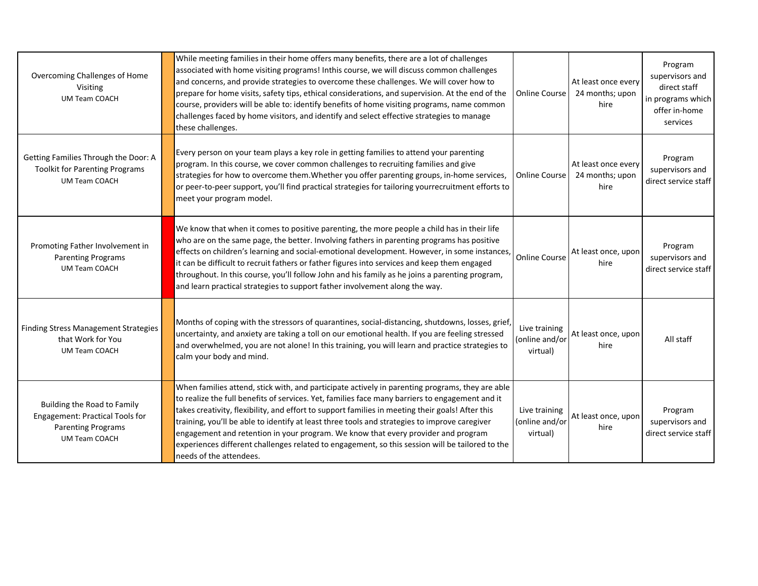| | | | | | |
|---|---|---|---|---|---|
| Overcoming Challenges of Home Visiting<br>UM Team COACH | | While meeting families in their home offers many benefits, there are a lot of challenges associated with home visiting programs! Inthis course, we will discuss common challenges and concerns, and provide strategies to overcome these challenges. We will cover how to prepare for home visits, safety tips, ethical considerations, and supervision. At the end of the course, providers will be able to: identify benefits of home visiting programs, name common challenges faced by home visitors, and identify and select effective strategies to manage these challenges. | Online Course | At least once every 24 months; upon hire | Program supervisors and direct staff in programs which offer in-home services |
| Getting Families Through the Door: A Toolkit for Parenting Programs<br>UM Team COACH | | Every person on your team plays a key role in getting families to attend your parenting program. In this course, we cover common challenges to recruiting families and give strategies for how to overcome them.Whether you offer parenting groups, in-home services, or peer-to-peer support, you'll find practical strategies for tailoring yourrecruitment efforts to meet your program model. | Online Course | At least once every 24 months; upon hire | Program supervisors and direct service staff |
| Promoting Father Involvement in Parenting Programs<br>UM Team COACH | | We know that when it comes to positive parenting, the more people a child has in their life who are on the same page, the better. Involving fathers in parenting programs has positive effects on children's learning and social-emotional development. However, in some instances, it can be difficult to recruit fathers or father figures into services and keep them engaged throughout. In this course, you'll follow John and his family as he joins a parenting program, and learn practical strategies to support father involvement along the way. | Online Course | At least once, upon hire | Program supervisors and direct service staff |
| Finding Stress Management Strategies that Work for You<br>UM Team COACH | | Months of coping with the stressors of quarantines, social-distancing, shutdowns, losses, grief, uncertainty, and anxiety are taking a toll on our emotional health. If you are feeling stressed and overwhelmed, you are not alone! In this training, you will learn and practice strategies to calm your body and mind. | Live training (online and/or virtual) | At least once, upon hire | All staff |
| Building the Road to Family Engagement: Practical Tools for Parenting Programs<br>UM Team COACH | | When families attend, stick with, and participate actively in parenting programs, they are able to realize the full benefits of services. Yet, families face many barriers to engagement and it takes creativity, flexibility, and effort to support families in meeting their goals! After this training, you'll be able to identify at least three tools and strategies to improve caregiver engagement and retention in your program. We know that every provider and program experiences different challenges related to engagement, so this session will be tailored to the needs of the attendees. | Live training (online and/or virtual) | At least once, upon hire | Program supervisors and direct service staff |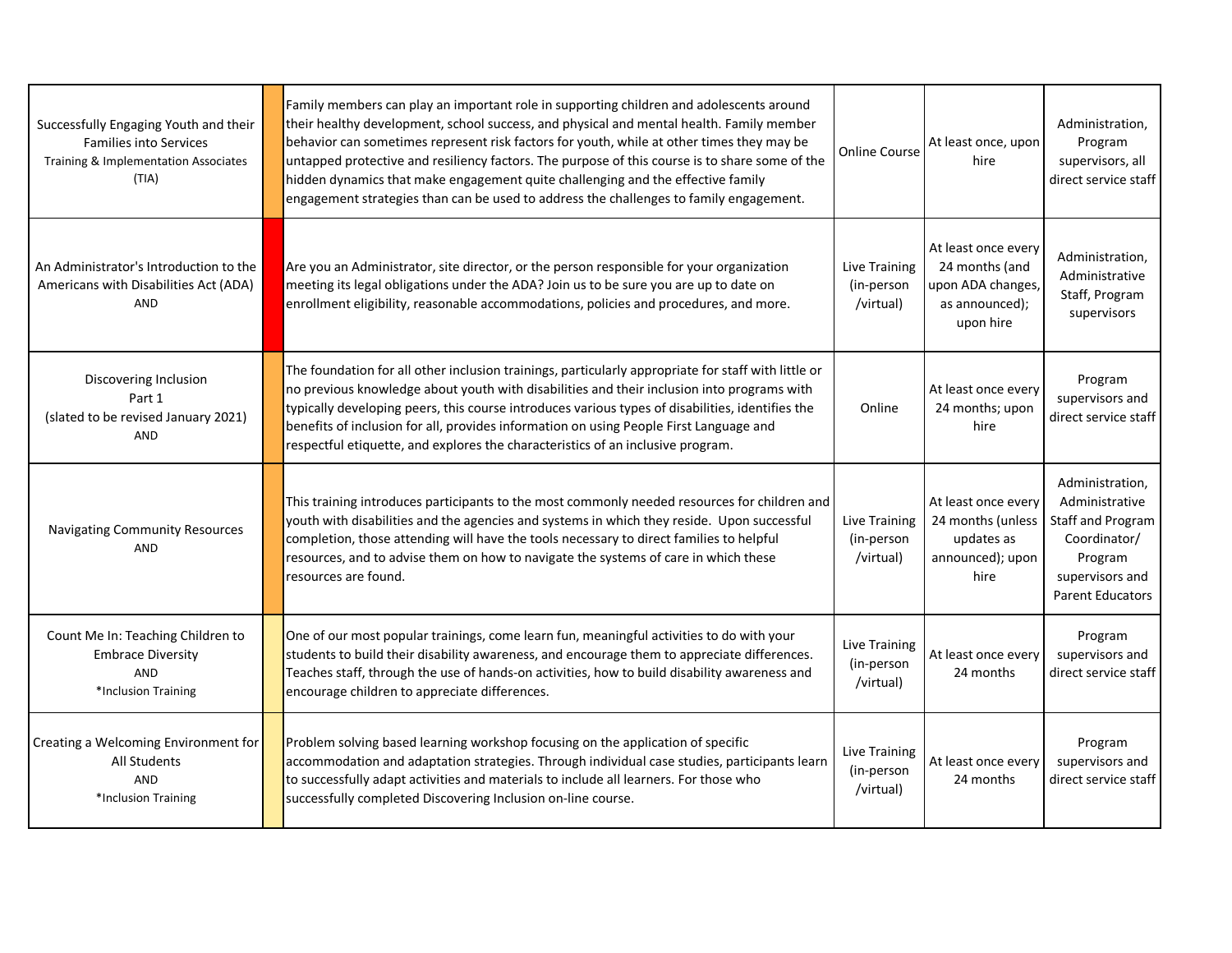| | | | | | |
|---|---|---|---|---|---|
| Successfully Engaging Youth and their Families into Services<br>Training & Implementation Associates (TIA) | | Family members can play an important role in supporting children and adolescents around their healthy development, school success, and physical and mental health. Family member behavior can sometimes represent risk factors for youth, while at other times they may be untapped protective and resiliency factors. The purpose of this course is to share some of the hidden dynamics that make engagement quite challenging and the effective family engagement strategies than can be used to address the challenges to family engagement. | Online Course | At least once, upon hire | Administration, Program supervisors, all direct service staff |
| An Administrator's Introduction to the Americans with Disabilities Act (ADA)<br>AND | | Are you an Administrator, site director, or the person responsible for your organization meeting its legal obligations under the ADA? Join us to be sure you are up to date on enrollment eligibility, reasonable accommodations, policies and procedures, and more. | Live Training (in-person /virtual) | At least once every 24 months (and upon ADA changes, as announced); upon hire | Administration, Administrative Staff, Program supervisors |
| Discovering Inclusion<br>Part 1<br>(slated to be revised January 2021)<br>AND | | The foundation for all other inclusion trainings, particularly appropriate for staff with little or no previous knowledge about youth with disabilities and their inclusion into programs with typically developing peers, this course introduces various types of disabilities, identifies the benefits of inclusion for all, provides information on using People First Language and respectful etiquette, and explores the characteristics of an inclusive program. | Online | At least once every 24 months; upon hire | Program supervisors and direct service staff |
| Navigating Community Resources<br>AND | | This training introduces participants to the most commonly needed resources for children and youth with disabilities and the agencies and systems in which they reside. Upon successful completion, those attending will have the tools necessary to direct families to helpful resources, and to advise them on how to navigate the systems of care in which these resources are found. | Live Training (in-person /virtual) | At least once every 24 months (unless updates as announced); upon hire | Administration, Administrative Staff and Program Coordinator/ Program supervisors and Parent Educators |
| Count Me In: Teaching Children to Embrace Diversity<br>AND<br>*Inclusion Training | | One of our most popular trainings, come learn fun, meaningful activities to do with your students to build their disability awareness, and encourage them to appreciate differences. Teaches staff, through the use of hands-on activities, how to build disability awareness and encourage children to appreciate differences. | Live Training (in-person /virtual) | At least once every 24 months | Program supervisors and direct service staff |
| Creating a Welcoming Environment for All Students<br>AND<br>*Inclusion Training | | Problem solving based learning workshop focusing on the application of specific accommodation and adaptation strategies. Through individual case studies, participants learn to successfully adapt activities and materials to include all learners. For those who successfully completed Discovering Inclusion on-line course. | Live Training (in-person /virtual) | At least once every 24 months | Program supervisors and direct service staff |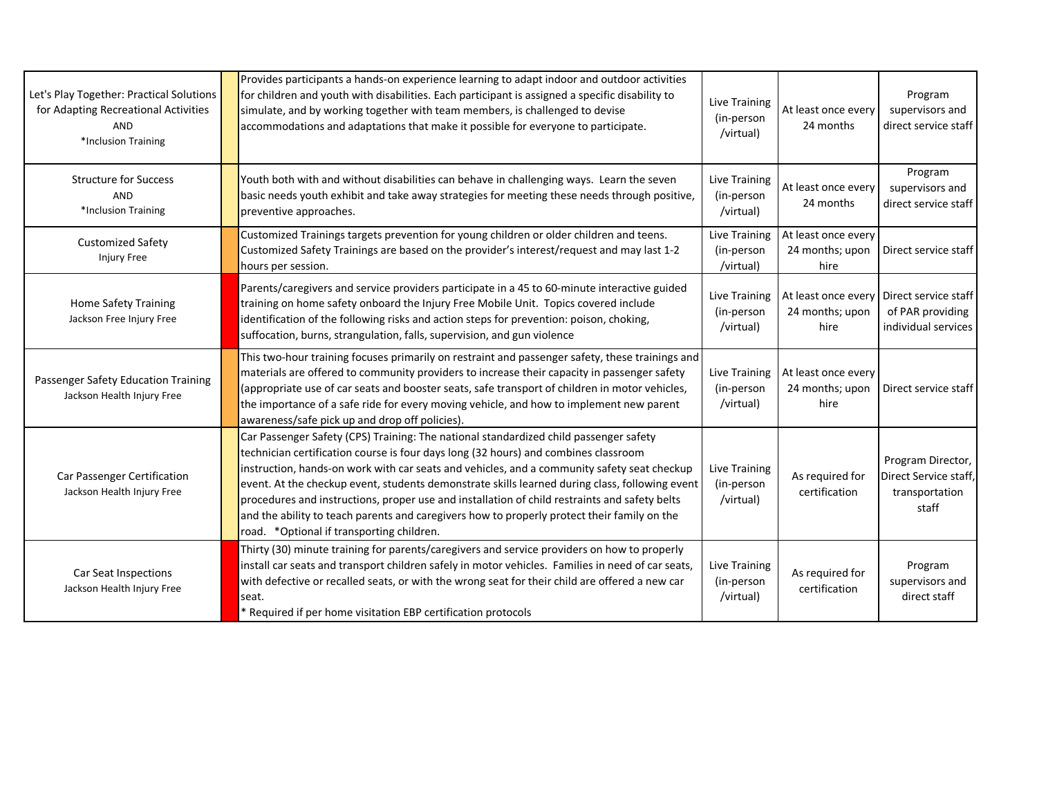| | | | | | |
|---|---|---|---|---|---|
| Let's Play Together: Practical Solutions for Adapting Recreational Activities<br>AND<br>*Inclusion Training | | Provides participants a hands-on experience learning to adapt indoor and outdoor activities for children and youth with disabilities. Each participant is assigned a specific disability to simulate, and by working together with team members, is challenged to devise accommodations and adaptations that make it possible for everyone to participate. | Live Training (in-person /virtual) | At least once every 24 months | Program supervisors and direct service staff |
| Structure for Success<br>AND<br>*Inclusion Training | | Youth both with and without disabilities can behave in challenging ways. Learn the seven basic needs youth exhibit and take away strategies for meeting these needs through positive, preventive approaches. | Live Training (in-person /virtual) | At least once every 24 months | Program supervisors and direct service staff |
| Customized Safety<br>Injury Free | | Customized Trainings targets prevention for young children or older children and teens. Customized Safety Trainings are based on the provider's interest/request and may last 1-2 hours per session. | Live Training (in-person /virtual) | At least once every 24 months; upon hire | Direct service staff |
| Home Safety Training<br>Jackson Free Injury Free | | Parents/caregivers and service providers participate in a 45 to 60-minute interactive guided training on home safety onboard the Injury Free Mobile Unit. Topics covered include identification of the following risks and action steps for prevention: poison, choking, suffocation, burns, strangulation, falls, supervision, and gun violence | Live Training (in-person /virtual) | At least once every 24 months; upon hire | Direct service staff of PAR providing individual services |
| Passenger Safety Education Training<br>Jackson Health Injury Free | | This two-hour training focuses primarily on restraint and passenger safety, these trainings and materials are offered to community providers to increase their capacity in passenger safety (appropriate use of car seats and booster seats, safe transport of children in motor vehicles, the importance of a safe ride for every moving vehicle, and how to implement new parent awareness/safe pick up and drop off policies). | Live Training (in-person /virtual) | At least once every 24 months; upon hire | Direct service staff |
| Car Passenger Certification<br>Jackson Health Injury Free | | Car Passenger Safety (CPS) Training: The national standardized child passenger safety technician certification course is four days long (32 hours) and combines classroom instruction, hands-on work with car seats and vehicles, and a community safety seat checkup event. At the checkup event, students demonstrate skills learned during class, following event procedures and instructions, proper use and installation of child restraints and safety belts and the ability to teach parents and caregivers how to properly protect their family on the road. *Optional if transporting children. | Live Training (in-person /virtual) | As required for certification | Program Director, Direct Service staff, transportation staff |
| Car Seat Inspections<br>Jackson Health Injury Free | | Thirty (30) minute training for parents/caregivers and service providers on how to properly install car seats and transport children safely in motor vehicles. Families in need of car seats, with defective or recalled seats, or with the wrong seat for their child are offered a new car seat.<br>* Required if per home visitation EBP certification protocols | Live Training (in-person /virtual) | As required for certification | Program supervisors and direct staff |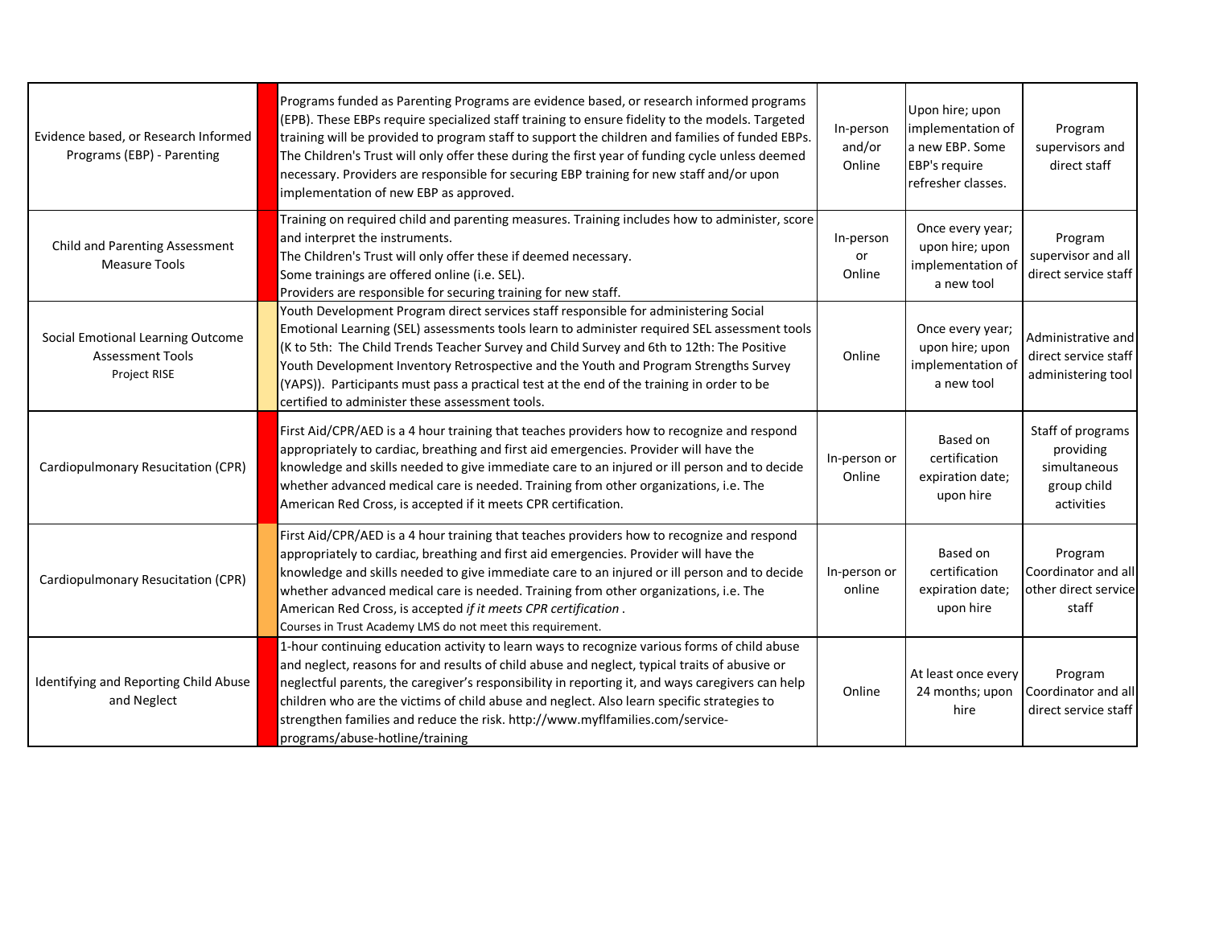| | | | | | |
|---|---|---|---|---|---|
| Evidence based, or Research Informed Programs (EBP) - Parenting | | Programs funded as Parenting Programs are evidence based, or research informed programs (EPB). These EBPs require specialized staff training to ensure fidelity to the models. Targeted training will be provided to program staff to support the children and families of funded EBPs. The Children's Trust will only offer these during the first year of funding cycle unless deemed necessary. Providers are responsible for securing EBP training for new staff and/or upon implementation of new EBP as approved. | In-person and/or Online | Upon hire; upon implementation of a new EBP. Some EBP's require refresher classes. | Program supervisors and direct staff |
| Child and Parenting Assessment Measure Tools | | Training on required child and parenting measures. Training includes how to administer, score and interpret the instruments.<br>The Children's Trust will only offer these if deemed necessary.<br>Some trainings are offered online (i.e. SEL).<br>Providers are responsible for securing training for new staff. | In-person or Online | Once every year; upon hire; upon implementation of a new tool | Program supervisor and all direct service staff |
| Social Emotional Learning Outcome Assessment Tools<br>Project RISE | | Youth Development Program direct services staff responsible for administering Social Emotional Learning (SEL) assessments tools learn to administer required SEL assessment tools (K to 5th: The Child Trends Teacher Survey and Child Survey and 6th to 12th: The Positive Youth Development Inventory Retrospective and the Youth and Program Strengths Survey (YAPS)). Participants must pass a practical test at the end of the training in order to be certified to administer these assessment tools. | Online | Once every year; upon hire; upon implementation of a new tool | Administrative and direct service staff administering tool |
| Cardiopulmonary Resuscitation (CPR) | | First Aid/CPR/AED is a 4 hour training that teaches providers how to recognize and respond appropriately to cardiac, breathing and first aid emergencies. Provider will have the knowledge and skills needed to give immediate care to an injured or ill person and to decide whether advanced medical care is needed. Training from other organizations, i.e. The American Red Cross, is accepted if it meets CPR certification. | In-person or Online | Based on certification expiration date; upon hire | Staff of programs providing simultaneous group child activities |
| Cardiopulmonary Resuscitation (CPR) | | First Aid/CPR/AED is a 4 hour training that teaches providers how to recognize and respond appropriately to cardiac, breathing and first aid emergencies. Provider will have the knowledge and skills needed to give immediate care to an injured or ill person and to decide whether advanced medical care is needed. Training from other organizations, i.e. The American Red Cross, is accepted *if it meets CPR certification*.<br>Courses in Trust Academy LMS do not meet this requirement. | In-person or online | Based on certification expiration date; upon hire | Program Coordinator and all other direct service staff |
| Identifying and Reporting Child Abuse and Neglect | | 1-hour continuing education activity to learn ways to recognize various forms of child abuse and neglect, reasons for and results of child abuse and neglect, typical traits of abusive or neglectful parents, the caregiver's responsibility in reporting it, and ways caregivers can help children who are the victims of child abuse and neglect. Also learn specific strategies to strengthen families and reduce the risk. http://www.myflfamilies.com/service-programs/abuse-hotline/training | Online | At least once every 24 months; upon hire | Program Coordinator and all direct service staff |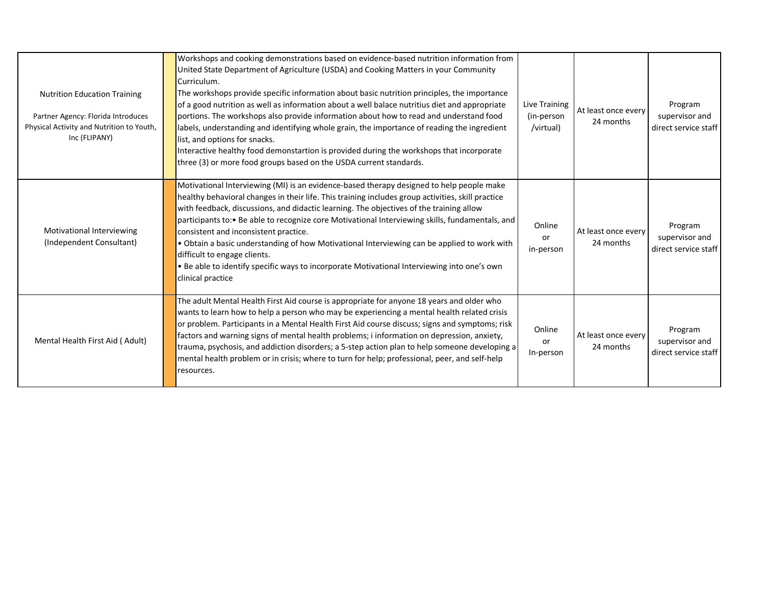| | | | | | |
|---|---|---|---|---|---|
| Nutrition Education Training<br><br>Partner Agency: Florida Introduces Physical Activity and Nutrition to Youth, Inc (FLIPANY) | | Workshops and cooking demonstrations based on evidence-based nutrition information from United State Department of Agriculture (USDA) and Cooking Matters in your Community Curriculum.<br>The workshops provide specific information about basic nutrition principles, the importance of a good nutrition as well as information about a well balace nutritius diet and appropriate portions. The workshops also provide information about how to read and understand food labels, understanding and identifying whole grain, the importance of reading the ingredient list, and options for snacks.<br>Interactive healthy food demonstartion is provided during the workshops that incorporate three (3) or more food groups based on the USDA current standards. | Live Training (in-person /virtual) | At least once every 24 months | Program supervisor and direct service staff |
| Motivational Interviewing (Independent Consultant) | | Motivational Interviewing (MI) is an evidence-based therapy designed to help people make healthy behavioral changes in their life. This training includes group activities, skill practice with feedback, discussions, and didactic learning. The objectives of the training allow participants to:• Be able to recognize core Motivational Interviewing skills, fundamentals, and consistent and inconsistent practice.<br>• Obtain a basic understanding of how Motivational Interviewing can be applied to work with difficult to engage clients.<br>• Be able to identify specific ways to incorporate Motivational Interviewing into one's own clinical practice | Online or in-person | At least once every 24 months | Program supervisor and direct service staff |
| Mental Health First Aid ( Adult) | | The adult Mental Health First Aid course is appropriate for anyone 18 years and older who wants to learn how to help a person who may be experiencing a mental health related crisis or problem. Participants in a Mental Health First Aid course discuss; signs and symptoms; risk factors and warning signs of mental health problems; i information on depression, anxiety, trauma, psychosis, and addiction disorders; a 5-step action plan to help someone developing a mental health problem or in crisis; where to turn for help; professional, peer, and self-help resources. | Online or In-person | At least once every 24 months | Program supervisor and direct service staff |